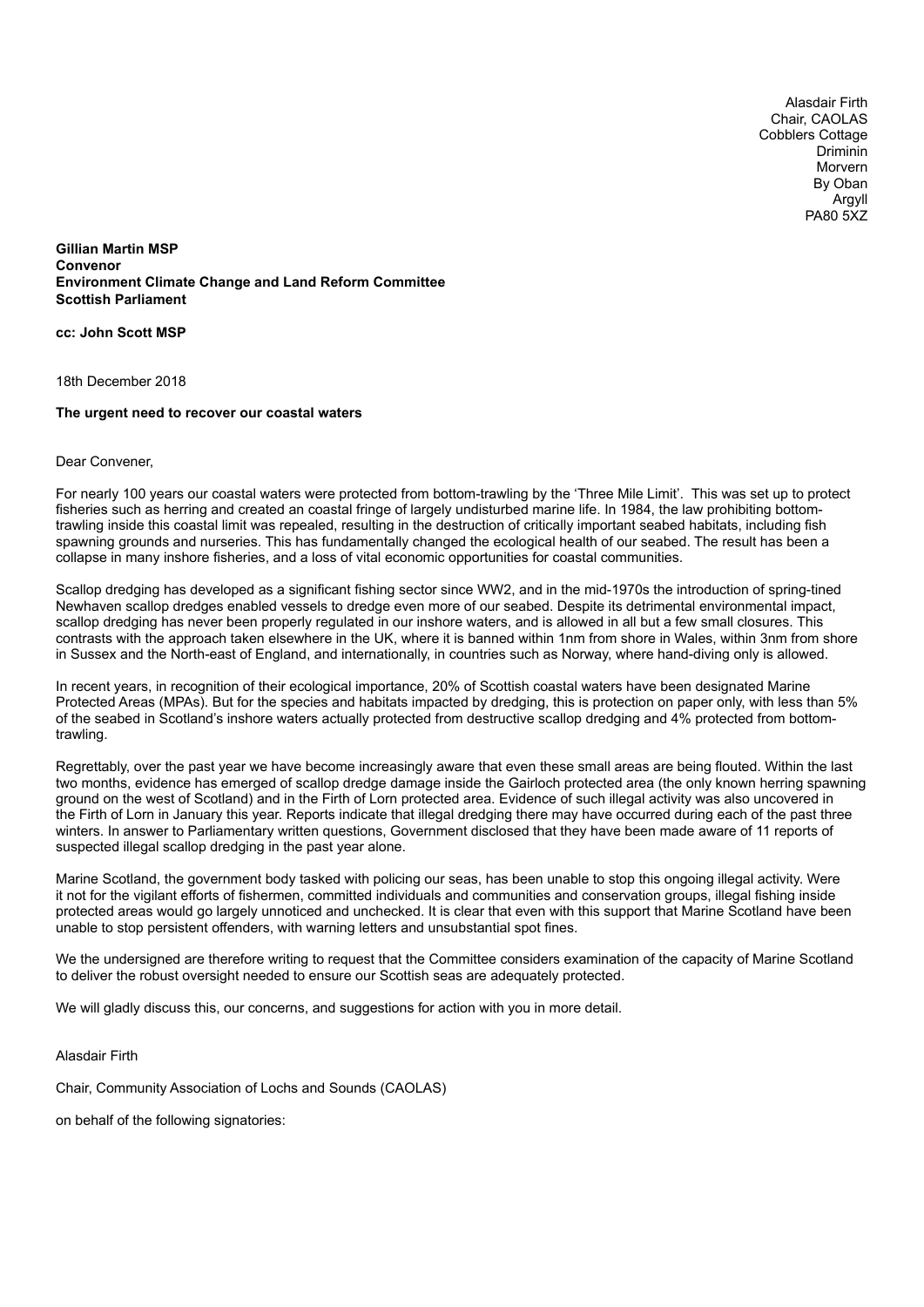Alasdair Firth  
Chair, CAOLAS  
Cobblers Cottage  
Driminin  
Morvern  
By Oban  
Argyll  
PA80 5XZ

**Gillian Martin MSP**  
**Convenor**  
**Environment Climate Change and Land Reform Committee**  
**Scottish Parliament**

**cc: John Scott MSP**

18th December 2018

**The urgent need to recover our coastal waters**

Dear Convener,

For nearly 100 years our coastal waters were protected from bottom-trawling by the 'Three Mile Limit'. This was set up to protect fisheries such as herring and created an coastal fringe of largely undisturbed marine life. In 1984, the law prohibiting bottom-trawling inside this coastal limit was repealed, resulting in the destruction of critically important seabed habitats, including fish spawning grounds and nurseries. This has fundamentally changed the ecological health of our seabed. The result has been a collapse in many inshore fisheries, and a loss of vital economic opportunities for coastal communities.

Scallop dredging has developed as a significant fishing sector since WW2, and in the mid-1970s the introduction of spring-tined Newhaven scallop dredges enabled vessels to dredge even more of our seabed. Despite its detrimental environmental impact, scallop dredging has never been properly regulated in our inshore waters, and is allowed in all but a few small closures. This contrasts with the approach taken elsewhere in the UK, where it is banned within 1nm from shore in Wales, within 3nm from shore in Sussex and the North-east of England, and internationally, in countries such as Norway, where hand-diving only is allowed.

In recent years, in recognition of their ecological importance, 20% of Scottish coastal waters have been designated Marine Protected Areas (MPAs). But for the species and habitats impacted by dredging, this is protection on paper only, with less than 5% of the seabed in Scotland's inshore waters actually protected from destructive scallop dredging and 4% protected from bottom-trawling.

Regrettably, over the past year we have become increasingly aware that even these small areas are being flouted. Within the last two months, evidence has emerged of scallop dredge damage inside the Gairloch protected area (the only known herring spawning ground on the west of Scotland) and in the Firth of Lorn protected area. Evidence of such illegal activity was also uncovered in the Firth of Lorn in January this year. Reports indicate that illegal dredging there may have occurred during each of the past three winters. In answer to Parliamentary written questions, Government disclosed that they have been made aware of 11 reports of suspected illegal scallop dredging in the past year alone.

Marine Scotland, the government body tasked with policing our seas, has been unable to stop this ongoing illegal activity. Were it not for the vigilant efforts of fishermen, committed individuals and communities and conservation groups, illegal fishing inside protected areas would go largely unnoticed and unchecked. It is clear that even with this support that Marine Scotland have been unable to stop persistent offenders, with warning letters and unsubstantial spot fines.

We the undersigned are therefore writing to request that the Committee considers examination of the capacity of Marine Scotland to deliver the robust oversight needed to ensure our Scottish seas are adequately protected.

We will gladly discuss this, our concerns, and suggestions for action with you in more detail.

Alasdair Firth

Chair, Community Association of Lochs and Sounds (CAOLAS)

on behalf of the following signatories: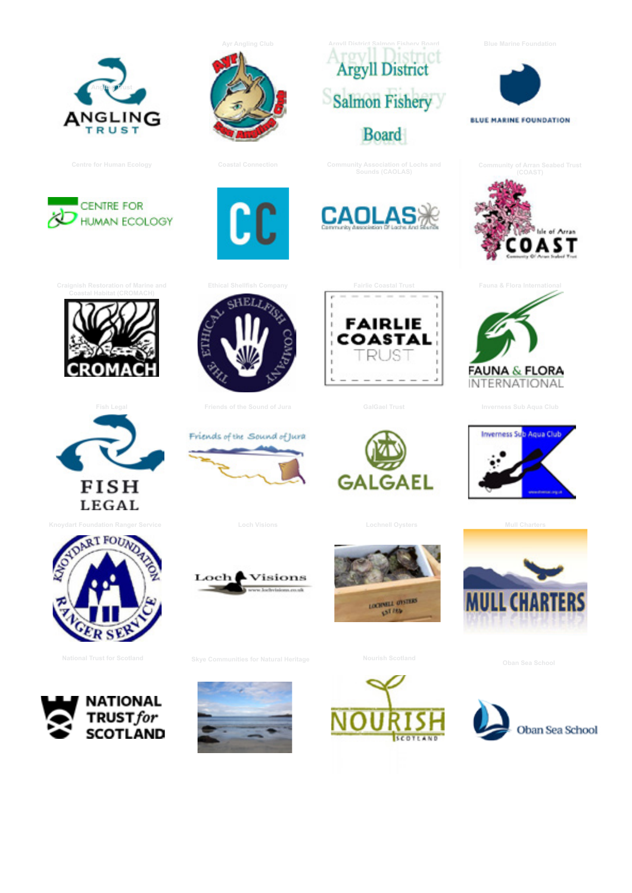Angling Trust

Ayr Angling Club

Argyll District Salmon Fishery Board

Blue Marine Foundation

Centre for Human Ecology

Coastal Connection

Community Association of Lochs and Sounds (CAOLAS)

Community of Arran Seabed Trust (COAST)

Craignish Restoration of Marine and Coastal Habitat (CROMACH)

Ethical Shellfish Company

Fairlie Coastal Trust

Fauna & Flora International

Fish Legal

Friends of the Sound of Jura

GalGael Trust

Inverness Sub Aqua Club

Knoydart Foundation Ranger Service

Loch Visions

Lochnell Oysters

Mull Charters

National Trust for Scotland

Skye Communities for Natural Heritage

Nourish Scotland

Oban Sea School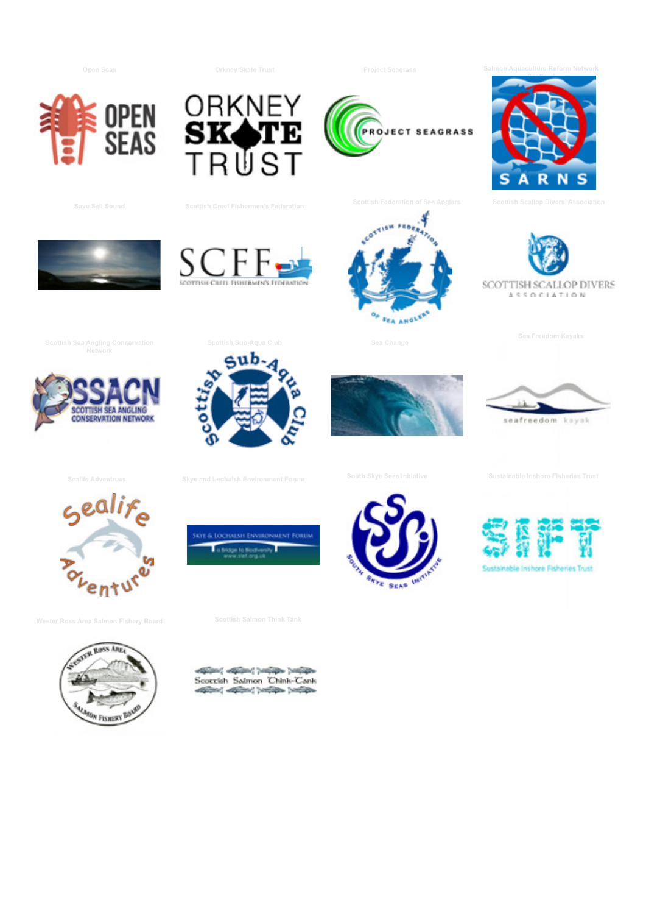Open Seas

Orkney Skate Trust

Project Seagrass

Salmon Aquaculture Reform Network

Save Seil Sound

Scottish Creel Fishermen's Federation

Scottish Federation of Sea Anglers

Scottish Scallop Divers' Association

Scottish Sea Angling Conservation Network

Scottish Sub-Aqua Club

Sea Change

Sea Freedom Kayaks

Sealife Adventures

Skye and Lochalsh Environment Forum

South Skye Seas Initiative

Sustainable Inshore Fisheries Trust

Wester Ross Area Salmon Fishery Board

Scottish Salmon Think Tank